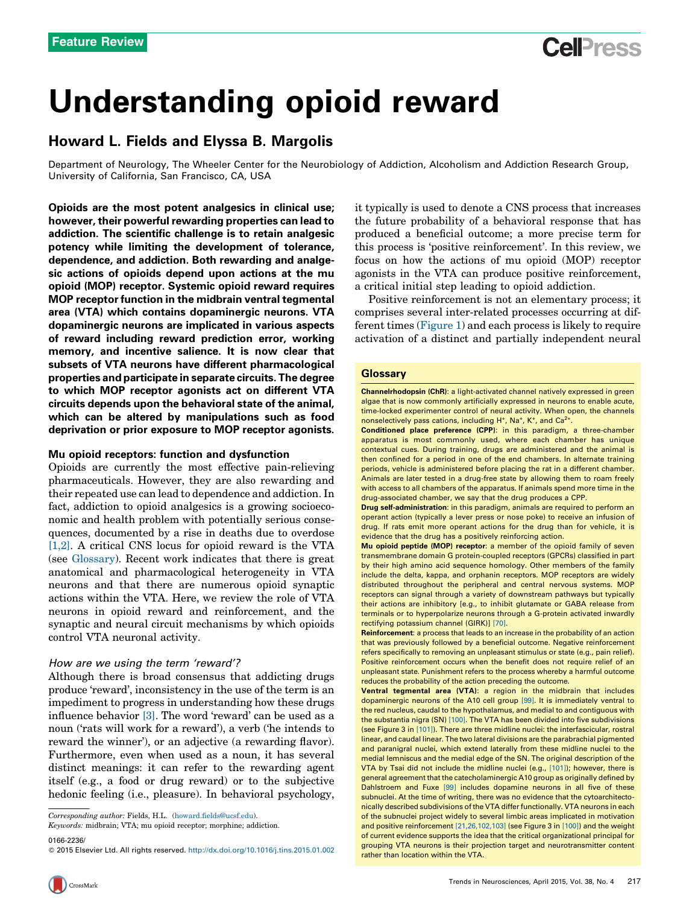Feature Review

# Understanding opioid reward

Howard L. Fields and Elyssa B. Margolis

Department of Neurology, The Wheeler Center for the Neurobiology of Addiction, Alcoholism and Addiction Research Group, University of California, San Francisco, CA, USA

**Opioids are the most potent analgesics in clinical use; however, their powerful rewarding properties can lead to addiction. The scientific challenge is to retain analgesic potency while limiting the development of tolerance, dependence, and addiction. Both rewarding and analgesic actions of opioids depend upon actions at the mu opioid (MOP) receptor. Systemic opioid reward requires MOP receptor function in the midbrain ventral tegmental area (VTA) which contains dopaminergic neurons. VTA dopaminergic neurons are implicated in various aspects of reward including reward prediction error, working memory, and incentive salience. It is now clear that subsets of VTA neurons have different pharmacological properties and participate in separate circuits. The degree to which MOP receptor agonists act on different VTA circuits depends upon the behavioral state of the animal, which can be altered by manipulations such as food deprivation or prior exposure to MOP receptor agonists.**

## Mu opioid receptors: function and dysfunction

Opioids are currently the most effective pain-relieving pharmaceuticals. However, they are also rewarding and their repeated use can lead to dependence and addiction. In fact, addiction to opioid analgesics is a growing socioeconomic and health problem with potentially serious consequences, documented by a rise in deaths due to overdose [1,2]. A critical CNS locus for opioid reward is the VTA (see Glossary). Recent work indicates that there is great anatomical and pharmacological heterogeneity in VTA neurons and that there are numerous opioid synaptic actions within the VTA. Here, we review the role of VTA neurons in opioid reward and reinforcement, and the synaptic and neural circuit mechanisms by which opioids control VTA neuronal activity.

### *How are we using the term 'reward'?*

Although there is broad consensus that addicting drugs produce 'reward', inconsistency in the use of the term is an impediment to progress in understanding how these drugs influence behavior [3]. The word 'reward' can be used as a noun ('rats will work for a reward'), a verb ('he intends to reward the winner'), or an adjective (a rewarding flavor). Furthermore, even when used as a noun, it has several distinct meanings: it can refer to the rewarding agent itself (e.g., a food or drug reward) or to the subjective hedonic feeling (i.e., pleasure). In behavioral psychology, it typically is used to denote a CNS process that increases the future probability of a behavioral response that has produced a beneficial outcome; a more precise term for this process is 'positive reinforcement'. In this review, we focus on how the actions of mu opioid (MOP) receptor agonists in the VTA can produce positive reinforcement, a critical initial step leading to opioid addiction.

Positive reinforcement is not an elementary process; it comprises several inter-related processes occurring at different times (Figure 1) and each process is likely to require activation of a distinct and partially independent neural

*Corresponding author:* Fields, H.L. (howard.fields@ucsf.edu).

*Keywords:* midbrain; VTA; mu opioid receptor; morphine; addiction.

0166-2236/

© 2015 Elsevier Ltd. All rights reserved. http://dx.doi.org/10.1016/j.tins.2015.01.002

## Glossary

**Channelrhodopsin (ChR)**: a light-activated channel natively expressed in green algae that is now commonly artificially expressed in neurons to enable acute, time-locked experimenter control of neural activity. When open, the channels nonselectively pass cations, including $H^+$, $Na^+$, $K^+$, and $Ca^{2+}$.

**Conditioned place preference (CPP)**: in this paradigm, a three-chamber apparatus is most commonly used, where each chamber has unique contextual cues. During training, drugs are administered and the animal is then confined for a period in one of the end chambers. In alternate training periods, vehicle is administered before placing the rat in a different chamber. Animals are later tested in a drug-free state by allowing them to roam freely with access to all chambers of the apparatus. If animals spend more time in the drug-associated chamber, we say that the drug produces a CPP.

**Drug self-administration**: in this paradigm, animals are required to perform an operant action (typically a lever press or nose poke) to receive an infusion of drug. If rats emit more operant actions for the drug than for vehicle, it is evidence that the drug has a positively reinforcing action.

**Mu opioid peptide (MOP) receptor**: a member of the opioid family of seven transmembrane domain G protein-coupled receptors (GPCRs) classified in part by their high amino acid sequence homology. Other members of the family include the delta, kappa, and orphanin receptors. MOP receptors are widely distributed throughout the peripheral and central nervous systems. MOP receptors can signal through a variety of downstream pathways but typically their actions are inhibitory [e.g., to inhibit glutamate or GABA release from terminals or to hyperpolarize neurons through a G-protein activated inwardly rectifying potassium channel (GIRK)] [70].

**Reinforcement**: a process that leads to an increase in the probability of an action that was previously followed by a beneficial outcome. Negative reinforcement refers specifically to removing an unpleasant stimulus or state (e.g., pain relief). Positive reinforcement occurs when the benefit does not require relief of an unpleasant state. Punishment refers to the process whereby a harmful outcome reduces the probability of the action preceding the outcome.

**Ventral tegmental area (VTA)**: a region in the midbrain that includes dopaminergic neurons of the A10 cell group [99]. It is immediately ventral to the red nucleus, caudal to the hypothalamus, and medial to and contiguous with the substantia nigra (SN) [100]. The VTA has been divided into five subdivisions (see Figure 3 in [101]). There are three midline nuclei: the interfascicular, rostral linear, and caudal linear. The two lateral divisions are the parabrachial pigmented and paranigral nuclei, which extend laterally from these midline nuclei to the medial lemniscus and the medial edge of the SN. The original description of the VTA by Tsai did not include the midline nuclei (e.g., [101]); however, there is general agreement that the catecholaminergic A10 group as originally defined by Dahlstroem and Fuxe [99] includes dopamine neurons in all five of these subnuclei. At the time of writing, there was no evidence that the cytoarchitectonically described subdivisions of the VTA differ functionally. VTA neurons in each of the subnuclei project widely to several limbic areas implicated in motivation and positive reinforcement [21,26,102,103] (see Figure 3 in [100]) and the weight of current evidence supports the idea that the critical organizational principal for grouping VTA neurons is their projection target and neurotransmitter content rather than location within the VTA.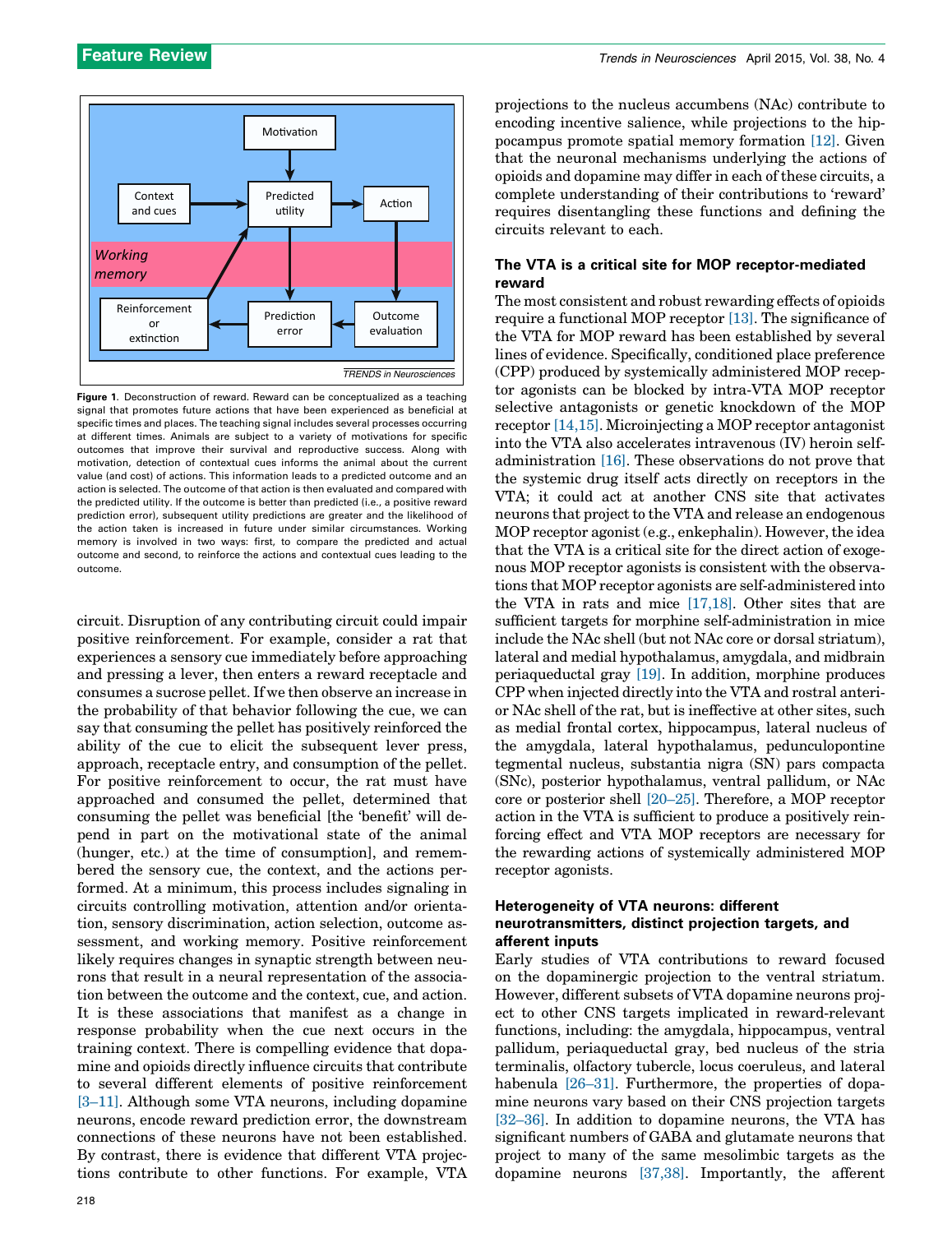Motivation

Context and cues

Predicted utility

Action

Working memory

Reinforcement or extinction

Prediction error

Outcome evaluation

TRENDS in Neurosciences

**Figure 1.** Deconstruction of reward. Reward can be conceptualized as a teaching signal that promotes future actions that have been experienced as beneficial at specific times and places. The teaching signal includes several processes occurring at different times. Animals are subject to a variety of motivations for specific outcomes that improve their survival and reproductive success. Along with motivation, detection of contextual cues informs the animal about the current value (and cost) of actions. This information leads to a predicted outcome and an action is selected. The outcome of that action is then evaluated and compared with the predicted utility. If the outcome is better than predicted (i.e., a positive reward prediction error), subsequent utility predictions are greater and the likelihood of the action taken is increased in future under similar circumstances. Working memory is involved in two ways: first, to compare the predicted and actual outcome and second, to reinforce the actions and contextual cues leading to the outcome.

circuit. Disruption of any contributing circuit could impair positive reinforcement. For example, consider a rat that experiences a sensory cue immediately before approaching and pressing a lever, then enters a reward receptacle and consumes a sucrose pellet. If we then observe an increase in the probability of that behavior following the cue, we can say that consuming the pellet has positively reinforced the ability of the cue to elicit the subsequent lever press, approach, receptacle entry, and consumption of the pellet. For positive reinforcement to occur, the rat must have approached and consumed the pellet, determined that consuming the pellet was beneficial [the 'benefit' will depend in part on the motivational state of the animal (hunger, etc.) at the time of consumption], and remembered the sensory cue, the context, and the actions performed. At a minimum, this process includes signaling in circuits controlling motivation, attention and/or orientation, sensory discrimination, action selection, outcome assessment, and working memory. Positive reinforcement likely requires changes in synaptic strength between neurons that result in a neural representation of the association between the outcome and the context, cue, and action. It is these associations that manifest as a change in response probability when the cue next occurs in the training context. There is compelling evidence that dopamine and opioids directly influence circuits that contribute to several different elements of positive reinforcement [3–11]. Although some VTA neurons, including dopamine neurons, encode reward prediction error, the downstream connections of these neurons have not been established. By contrast, there is evidence that different VTA projections contribute to other functions. For example, VTA projections to the nucleus accumbens (NAc) contribute to encoding incentive salience, while projections to the hippocampus promote spatial memory formation [12]. Given that the neuronal mechanisms underlying the actions of opioids and dopamine may differ in each of these circuits, a complete understanding of their contributions to 'reward' requires disentangling these functions and defining the circuits relevant to each.

## The VTA is a critical site for MOP receptor-mediated reward

The most consistent and robust rewarding effects of opioids require a functional MOP receptor [13]. The significance of the VTA for MOP reward has been established by several lines of evidence. Specifically, conditioned place preference (CPP) produced by systemically administered MOP receptor agonists can be blocked by intra-VTA MOP receptor selective antagonists or genetic knockdown of the MOP receptor [14,15]. Microinjecting a MOP receptor antagonist into the VTA also accelerates intravenous (IV) heroin self-administration [16]. These observations do not prove that the systemic drug itself acts directly on receptors in the VTA; it could act at another CNS site that activates neurons that project to the VTA and release an endogenous MOP receptor agonist (e.g., enkephalin). However, the idea that the VTA is a critical site for the direct action of exogenous MOP receptor agonists is consistent with the observations that MOP receptor agonists are self-administered into the VTA in rats and mice [17,18]. Other sites that are sufficient targets for morphine self-administration in mice include the NAc shell (but not NAc core or dorsal striatum), lateral and medial hypothalamus, amygdala, and midbrain periaqueductal gray [19]. In addition, morphine produces CPP when injected directly into the VTA and rostral anterior NAc shell of the rat, but is ineffective at other sites, such as medial frontal cortex, hippocampus, lateral nucleus of the amygdala, lateral hypothalamus, pedunculopontine tegmental nucleus, substantia nigra (SN) pars compacta (SNc), posterior hypothalamus, ventral pallidum, or NAc core or posterior shell [20–25]. Therefore, a MOP receptor action in the VTA is sufficient to produce a positively reinforcing effect and VTA MOP receptors are necessary for the rewarding actions of systemically administered MOP receptor agonists.

## Heterogeneity of VTA neurons: different neurotransmitters, distinct projection targets, and afferent inputs

Early studies of VTA contributions to reward focused on the dopaminergic projection to the ventral striatum. However, different subsets of VTA dopamine neurons project to other CNS targets implicated in reward-relevant functions, including: the amygdala, hippocampus, ventral pallidum, periaqueductal gray, bed nucleus of the stria terminalis, olfactory tubercle, locus coeruleus, and lateral habenula [26–31]. Furthermore, the properties of dopamine neurons vary based on their CNS projection targets [32–36]. In addition to dopamine neurons, the VTA has significant numbers of GABA and glutamate neurons that project to many of the same mesolimbic targets as the dopamine neurons [37,38]. Importantly, the afferent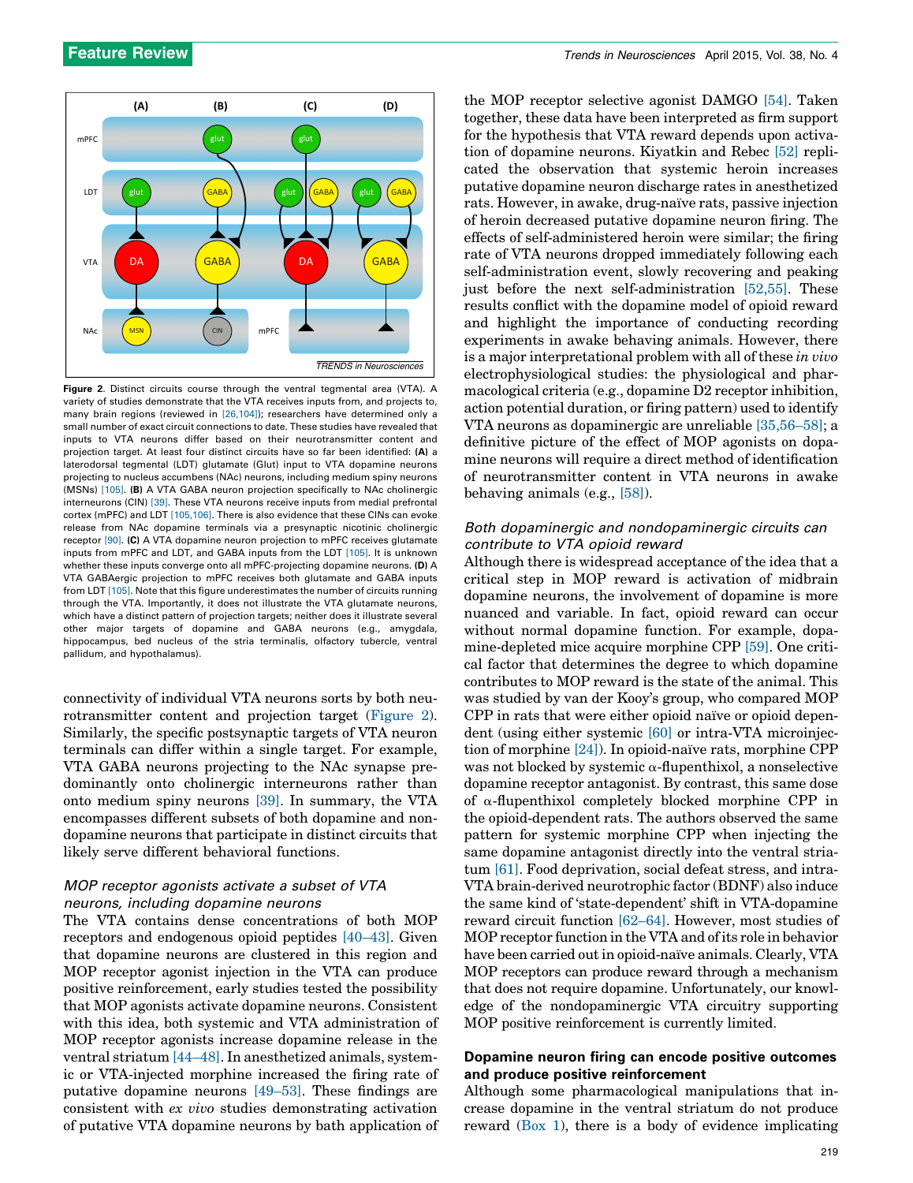Figure 2. Distinct circuits course through the ventral tegmental area (VTA). A variety of studies demonstrate that the VTA receives inputs from, and projects to, many brain regions (reviewed in [26,104]); researchers have determined only a small number of exact circuit connections to date. These studies have revealed that inputs to VTA neurons differ based on their neurotransmitter content and projection target. At least four distinct circuits have so far been identified: **(A)** a laterodorsal tegmental (LDT) glutamate (Glut) input to VTA dopamine neurons projecting to nucleus accumbens (NAc) neurons, including medium spiny neurons (MSNs) [105]. **(B)** A VTA GABA neuron projection specifically to NAc cholinergic interneurons (CIN) [39]. These VTA neurons receive inputs from medial prefrontal cortex (mPFC) and LDT [105,106]. There is also evidence that these CINs can evoke release from NAc dopamine terminals via a presynaptic nicotinic cholinergic receptor [90]. **(C)** A VTA dopamine neuron projection to mPFC receives glutamate inputs from mPFC and LDT, and GABA inputs from the LDT [105]. It is unknown whether these inputs converge onto all mPFC-projecting dopamine neurons. **(D)** A VTA GABAergic projection to mPFC receives both glutamate and GABA inputs from LDT [105]. Note that this figure underestimates the number of circuits running through the VTA. Importantly, it does not illustrate the VTA glutamate neurons, which have a distinct pattern of projection targets; neither does it illustrate several other major targets of dopamine and GABA neurons (e.g., amygdala, hippocampus, bed nucleus of the stria terminalis, olfactory tubercle, ventral pallidum, and hypothalamus).

connectivity of individual VTA neurons sorts by both neurotransmitter content and projection target (Figure 2). Similarly, the specific postsynaptic targets of VTA neuron terminals can differ within a single target. For example, VTA GABA neurons projecting to the NAc synapse predominantly onto cholinergic interneurons rather than onto medium spiny neurons [39]. In summary, the VTA encompasses different subsets of both dopamine and nondopamine neurons that participate in distinct circuits that likely serve different behavioral functions.

### *MOP receptor agonists activate a subset of VTA neurons, including dopamine neurons*

The VTA contains dense concentrations of both MOP receptors and endogenous opioid peptides [40–43]. Given that dopamine neurons are clustered in this region and MOP receptor agonist injection in the VTA can produce positive reinforcement, early studies tested the possibility that MOP agonists activate dopamine neurons. Consistent with this idea, both systemic and VTA administration of MOP receptor agonists increase dopamine release in the ventral striatum [44–48]. In anesthetized animals, systemic or VTA-injected morphine increased the firing rate of putative dopamine neurons [49–53]. These findings are consistent with *ex vivo* studies demonstrating activation of putative VTA dopamine neurons by bath application of the MOP receptor selective agonist DAMGO [54]. Taken together, these data have been interpreted as firm support for the hypothesis that VTA reward depends upon activation of dopamine neurons. Kiyatkin and Rebec [52] replicated the observation that systemic heroin increases putative dopamine neuron discharge rates in anesthetized rats. However, in awake, drug-naïve rats, passive injection of heroin decreased putative dopamine neuron firing. The effects of self-administered heroin were similar; the firing rate of VTA neurons dropped immediately following each self-administration event, slowly recovering and peaking just before the next self-administration [52,55]. These results conflict with the dopamine model of opioid reward and highlight the importance of conducting recording experiments in awake behaving animals. However, there is a major interpretational problem with all of these *in vivo* electrophysiological studies: the physiological and pharmacological criteria (e.g., dopamine D2 receptor inhibition, action potential duration, or firing pattern) used to identify VTA neurons as dopaminergic are unreliable [35,56–58]; a definitive picture of the effect of MOP agonists on dopamine neurons will require a direct method of identification of neurotransmitter content in VTA neurons in awake behaving animals (e.g., [58]).

### *Both dopaminergic and nondopaminergic circuits can contribute to VTA opioid reward*

Although there is widespread acceptance of the idea that a critical step in MOP reward is activation of midbrain dopamine neurons, the involvement of dopamine is more nuanced and variable. In fact, opioid reward can occur without normal dopamine function. For example, dopamine-depleted mice acquire morphine CPP [59]. One critical factor that determines the degree to which dopamine contributes to MOP reward is the state of the animal. This was studied by van der Kooy's group, who compared MOP CPP in rats that were either opioid naïve or opioid dependent (using either systemic [60] or intra-VTA microinjection of morphine [24]). In opioid-naïve rats, morphine CPP was not blocked by systemic α-flupenthixol, a nonselective dopamine receptor antagonist. By contrast, this same dose of α-flupenthixol completely blocked morphine CPP in the opioid-dependent rats. The authors observed the same pattern for systemic morphine CPP when injecting the same dopamine antagonist directly into the ventral striatum [61]. Food deprivation, social defeat stress, and intra-VTA brain-derived neurotrophic factor (BDNF) also induce the same kind of 'state-dependent' shift in VTA-dopamine reward circuit function [62–64]. However, most studies of MOP receptor function in the VTA and of its role in behavior have been carried out in opioid-naïve animals. Clearly, VTA MOP receptors can produce reward through a mechanism that does not require dopamine. Unfortunately, our knowledge of the nondopaminergic VTA circuitry supporting MOP positive reinforcement is currently limited.

## **Dopamine neuron firing can encode positive outcomes and produce positive reinforcement**

Although some pharmacological manipulations that increase dopamine in the ventral striatum do not produce reward (Box 1), there is a body of evidence implicating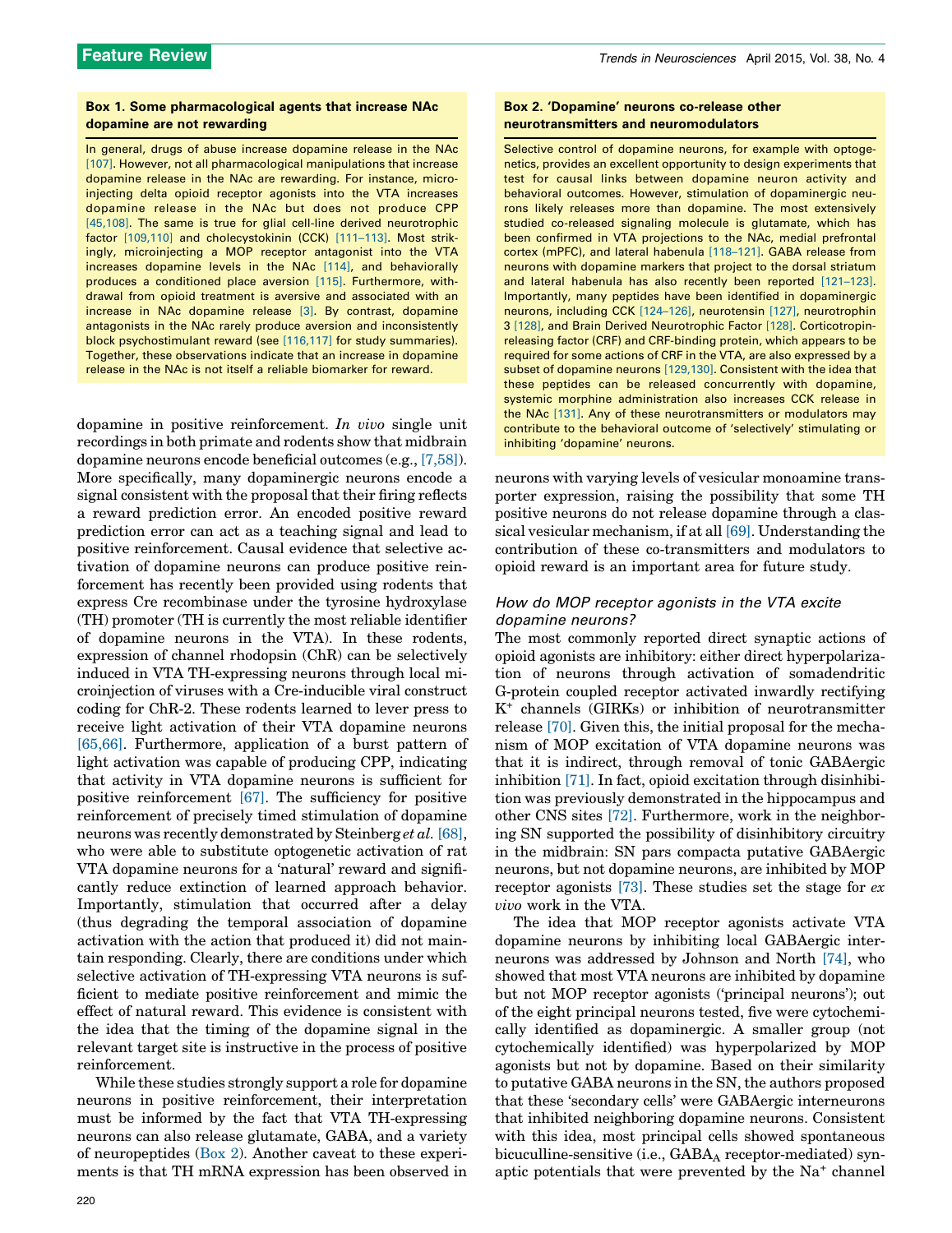**Box 1. Some pharmacological agents that increase NAc dopamine are not rewarding**

In general, drugs of abuse increase dopamine release in the NAc [107]. However, not all pharmacological manipulations that increase dopamine release in the NAc are rewarding. For instance, microinjecting delta opioid receptor agonists into the VTA increases dopamine release in the NAc but does not produce CPP [45,108]. The same is true for glial cell-line derived neurotrophic factor [109,110] and cholecystokinin (CCK) [111–113]. Most strikingly, microinjecting a MOP receptor antagonist into the VTA increases dopamine levels in the NAc [114], and behaviorally produces a conditioned place aversion [115]. Furthermore, withdrawal from opioid treatment is aversive and associated with an increase in NAc dopamine release [3]. By contrast, dopamine antagonists in the NAc rarely produce aversion and inconsistently block psychostimulant reward (see [116,117] for study summaries). Together, these observations indicate that an increase in dopamine release in the NAc is not itself a reliable biomarker for reward.

dopamine in positive reinforcement. *In vivo* single unit recordings in both primate and rodents show that midbrain dopamine neurons encode beneficial outcomes (e.g., [7,58]). More specifically, many dopaminergic neurons encode a signal consistent with the proposal that their firing reflects a reward prediction error. An encoded positive reward prediction error can act as a teaching signal and lead to positive reinforcement. Causal evidence that selective activation of dopamine neurons can produce positive reinforcement has recently been provided using rodents that express Cre recombinase under the tyrosine hydroxylase (TH) promoter (TH is currently the most reliable identifier of dopamine neurons in the VTA). In these rodents, expression of channel rhodopsin (ChR) can be selectively induced in VTA TH-expressing neurons through local microinjection of viruses with a Cre-inducible viral construct coding for ChR-2. These rodents learned to lever press to receive light activation of their VTA dopamine neurons [65,66]. Furthermore, application of a burst pattern of light activation was capable of producing CPP, indicating that activity in VTA dopamine neurons is sufficient for positive reinforcement [67]. The sufficiency for positive reinforcement of precisely timed stimulation of dopamine neurons was recently demonstrated by Steinberg *et al.* [68], who were able to substitute optogenetic activation of rat VTA dopamine neurons for a 'natural' reward and significantly reduce extinction of learned approach behavior. Importantly, stimulation that occurred after a delay (thus degrading the temporal association of dopamine activation with the action that produced it) did not maintain responding. Clearly, there are conditions under which selective activation of TH-expressing VTA neurons is sufficient to mediate positive reinforcement and mimic the effect of natural reward. This evidence is consistent with the idea that the timing of the dopamine signal in the relevant target site is instructive in the process of positive reinforcement.

While these studies strongly support a role for dopamine neurons in positive reinforcement, their interpretation must be informed by the fact that VTA TH-expressing neurons can also release glutamate, GABA, and a variety of neuropeptides (Box 2). Another caveat to these experiments is that TH mRNA expression has been observed in neurons with varying levels of vesicular monoamine transporter expression, raising the possibility that some TH positive neurons do not release dopamine through a classical vesicular mechanism, if at all [69]. Understanding the contribution of these co-transmitters and modulators to opioid reward is an important area for future study.

**Box 2. 'Dopamine' neurons co-release other neurotransmitters and neuromodulators**

Selective control of dopamine neurons, for example with optogenetics, provides an excellent opportunity to design experiments that test for causal links between dopamine neuron activity and behavioral outcomes. However, stimulation of dopaminergic neurons likely releases more than dopamine. The most extensively studied co-released signaling molecule is glutamate, which has been confirmed in VTA projections to the NAc, medial prefrontal cortex (mPFC), and lateral habenula [118–121]. GABA release from neurons with dopamine markers that project to the dorsal striatum and lateral habenula has also recently been reported [121–123]. Importantly, many peptides have been identified in dopaminergic neurons, including CCK [124–126], neurotensin [127], neurotrophin 3 [128], and Brain Derived Neurotrophic Factor [128]. Corticotropin-releasing factor (CRF) and CRF-binding protein, which appears to be required for some actions of CRF in the VTA, are also expressed by a subset of dopamine neurons [129,130]. Consistent with the idea that these peptides can be released concurrently with dopamine, systemic morphine administration also increases CCK release in the NAc [131]. Any of these neurotransmitters or modulators may contribute to the behavioral outcome of 'selectively' stimulating or inhibiting 'dopamine' neurons.

### *How do MOP receptor agonists in the VTA excite dopamine neurons?*

The most commonly reported direct synaptic actions of opioid agonists are inhibitory: either direct hyperpolarization of neurons through activation of somadendritic G-protein coupled receptor activated inwardly rectifying $K^+$ channels (GIRKs) or inhibition of neurotransmitter release [70]. Given this, the initial proposal for the mechanism of MOP excitation of VTA dopamine neurons was that it is indirect, through removal of tonic GABAergic inhibition [71]. In fact, opioid excitation through disinhibition was previously demonstrated in the hippocampus and other CNS sites [72]. Furthermore, work in the neighboring SN supported the possibility of disinhibitory circuitry in the midbrain: SN pars compacta putative GABAergic neurons, but not dopamine neurons, are inhibited by MOP receptor agonists [73]. These studies set the stage for *ex vivo* work in the VTA.

The idea that MOP receptor agonists activate VTA dopamine neurons by inhibiting local GABAergic interneurons was addressed by Johnson and North [74], who showed that most VTA neurons are inhibited by dopamine but not MOP receptor agonists ('principal neurons'); out of the eight principal neurons tested, five were cytochemically identified as dopaminergic. A smaller group (not cytochemically identified) was hyperpolarized by MOP agonists but not by dopamine. Based on their similarity to putative GABA neurons in the SN, the authors proposed that these 'secondary cells' were GABAergic interneurons that inhibited neighboring dopamine neurons. Consistent with this idea, most principal cells showed spontaneous bicuculline-sensitive (i.e., $GABA_A$ receptor-mediated) synaptic potentials that were prevented by the $Na^+$ channel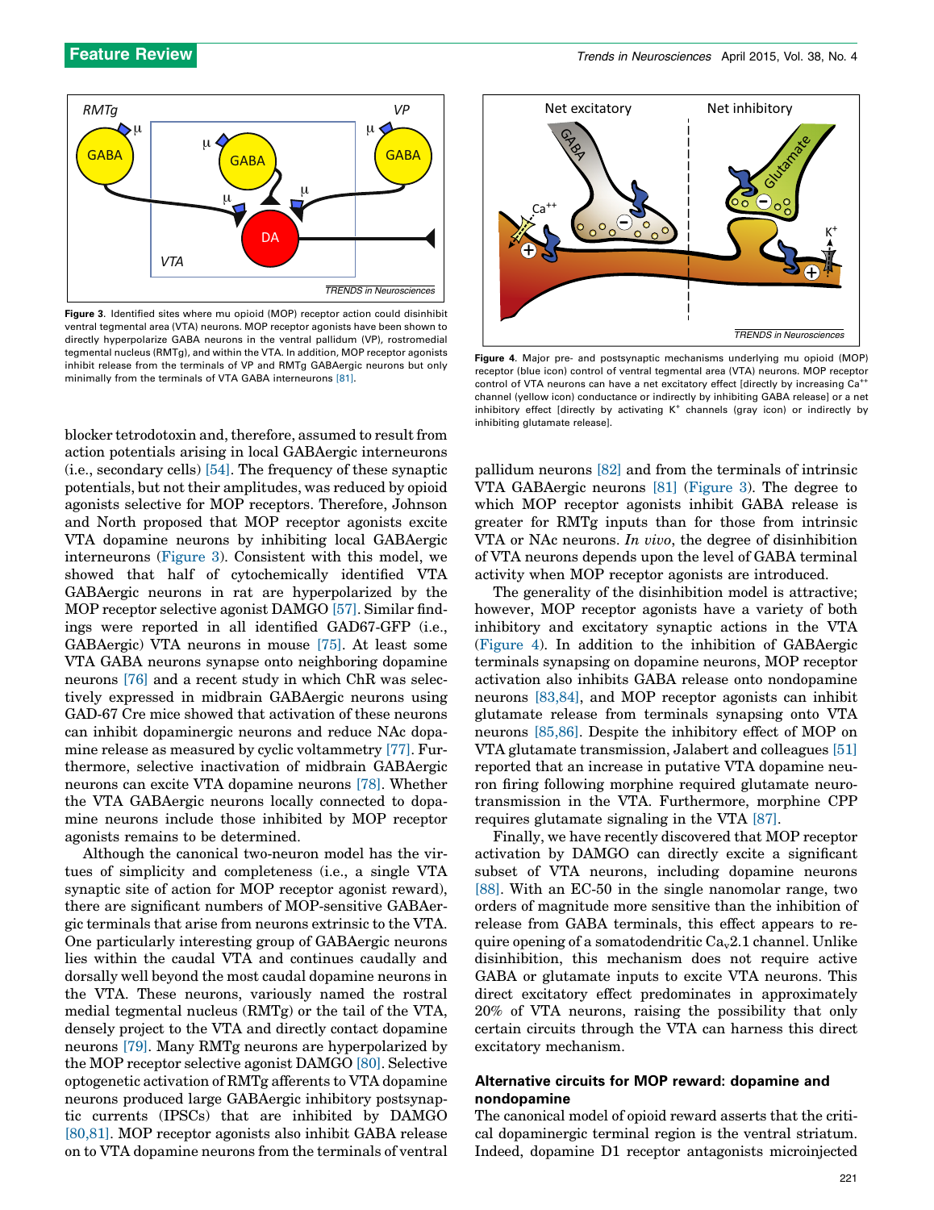**Figure 3.** Identified sites where mu opioid (MOP) receptor action could disinhibit ventral tegmental area (VTA) neurons. MOP receptor agonists have been shown to directly hyperpolarize GABA neurons in the ventral pallidum (VP), rostromedial tegmental nucleus (RMTg), and within the VTA. In addition, MOP receptor agonists inhibit release from the terminals of VP and RMTg GABAergic neurons but only minimally from the terminals of VTA GABA interneurons [81].

blocker tetrodotoxin and, therefore, assumed to result from action potentials arising in local GABAergic interneurons (i.e., secondary cells) [54]. The frequency of these synaptic potentials, but not their amplitudes, was reduced by opioid agonists selective for MOP receptors. Therefore, Johnson and North proposed that MOP receptor agonists excite VTA dopamine neurons by inhibiting local GABAergic interneurons (Figure 3). Consistent with this model, we showed that half of cytochemically identified VTA GABAergic neurons in rat are hyperpolarized by the MOP receptor selective agonist DAMGO [57]. Similar findings were reported in all identified GAD67-GFP (i.e., GABAergic) VTA neurons in mouse [75]. At least some VTA GABA neurons synapse onto neighboring dopamine neurons [76] and a recent study in which ChR was selectively expressed in midbrain GABAergic neurons using GAD-67 Cre mice showed that activation of these neurons can inhibit dopaminergic neurons and reduce NAc dopamine release as measured by cyclic voltammetry [77]. Furthermore, selective inactivation of midbrain GABAergic neurons can excite VTA dopamine neurons [78]. Whether the VTA GABAergic neurons locally connected to dopamine neurons include those inhibited by MOP receptor agonists remains to be determined.

Although the canonical two-neuron model has the virtues of simplicity and completeness (i.e., a single VTA synaptic site of action for MOP receptor agonist reward), there are significant numbers of MOP-sensitive GABAergic terminals that arise from neurons extrinsic to the VTA. One particularly interesting group of GABAergic neurons lies within the caudal VTA and continues caudally and dorsally well beyond the most caudal dopamine neurons in the VTA. These neurons, variously named the rostral medial tegmental nucleus (RMTg) or the tail of the VTA, densely project to the VTA and directly contact dopamine neurons [79]. Many RMTg neurons are hyperpolarized by the MOP receptor selective agonist DAMGO [80]. Selective optogenetic activation of RMTg afferents to VTA dopamine neurons produced large GABAergic inhibitory postsynaptic currents (IPSCs) that are inhibited by DAMGO [80,81]. MOP receptor agonists also inhibit GABA release on to VTA dopamine neurons from the terminals of ventral

**Figure 4.** Major pre- and postsynaptic mechanisms underlying mu opioid (MOP) receptor (blue icon) control of ventral tegmental area (VTA) neurons. MOP receptor control of VTA neurons can have a net excitatory effect [directly by increasing $Ca^{++}$ channel (yellow icon) conductance or indirectly by inhibiting GABA release] or a net inhibitory effect [directly by activating $K^{+}$ channels (gray icon) or indirectly by inhibiting glutamate release].

pallidum neurons [82] and from the terminals of intrinsic VTA GABAergic neurons [81] (Figure 3). The degree to which MOP receptor agonists inhibit GABA release is greater for RMTg inputs than for those from intrinsic VTA or NAc neurons. *In vivo*, the degree of disinhibition of VTA neurons depends upon the level of GABA terminal activity when MOP receptor agonists are introduced.

The generality of the disinhibition model is attractive; however, MOP receptor agonists have a variety of both inhibitory and excitatory synaptic actions in the VTA (Figure 4). In addition to the inhibition of GABAergic terminals synapsing on dopamine neurons, MOP receptor activation also inhibits GABA release onto nondopamine neurons [83,84], and MOP receptor agonists can inhibit glutamate release from terminals synapsing onto VTA neurons [85,86]. Despite the inhibitory effect of MOP on VTA glutamate transmission, Jalabert and colleagues [51] reported that an increase in putative VTA dopamine neuron firing following morphine required glutamate neurotransmission in the VTA. Furthermore, morphine CPP requires glutamate signaling in the VTA [87].

Finally, we have recently discovered that MOP receptor activation by DAMGO can directly excite a significant subset of VTA neurons, including dopamine neurons [88]. With an EC-50 in the single nanomolar range, two orders of magnitude more sensitive than the inhibition of release from GABA terminals, this effect appears to require opening of a somatodendritic $Ca_v2.1$ channel. Unlike disinhibition, this mechanism does not require active GABA or glutamate inputs to excite VTA neurons. This direct excitatory effect predominates in approximately 20% of VTA neurons, raising the possibility that only certain circuits through the VTA can harness this direct excitatory mechanism.

## Alternative circuits for MOP reward: dopamine and nondopamine

The canonical model of opioid reward asserts that the critical dopaminergic terminal region is the ventral striatum. Indeed, dopamine D1 receptor antagonists microinjected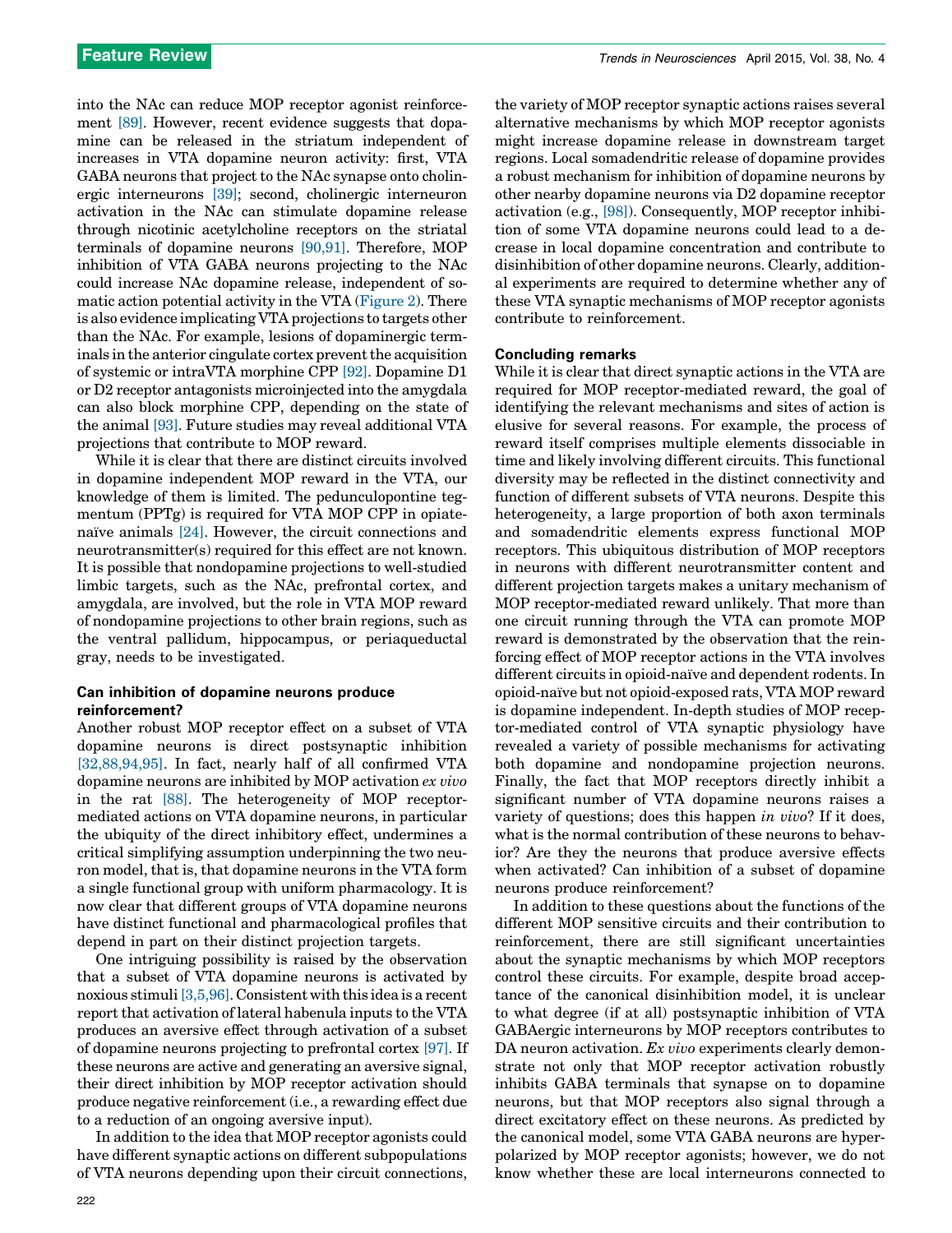into the NAc can reduce MOP receptor agonist reinforcement [89]. However, recent evidence suggests that dopamine can be released in the striatum independent of increases in VTA dopamine neuron activity: first, VTA GABA neurons that project to the NAc synapse onto cholinergic interneurons [39]; second, cholinergic interneuron activation in the NAc can stimulate dopamine release through nicotinic acetylcholine receptors on the striatal terminals of dopamine neurons [90,91]. Therefore, MOP inhibition of VTA GABA neurons projecting to the NAc could increase NAc dopamine release, independent of somatic action potential activity in the VTA (Figure 2). There is also evidence implicating VTA projections to targets other than the NAc. For example, lesions of dopaminergic terminals in the anterior cingulate cortex prevent the acquisition of systemic or intraVTA morphine CPP [92]. Dopamine D1 or D2 receptor antagonists microinjected into the amygdala can also block morphine CPP, depending on the state of the animal [93]. Future studies may reveal additional VTA projections that contribute to MOP reward.

While it is clear that there are distinct circuits involved in dopamine independent MOP reward in the VTA, our knowledge of them is limited. The pedunculopontine tegmentum (PPTg) is required for VTA MOP CPP in opiate-naïve animals [24]. However, the circuit connections and neurotransmitter(s) required for this effect are not known. It is possible that nondopamine projections to well-studied limbic targets, such as the NAc, prefrontal cortex, and amygdala, are involved, but the role in VTA MOP reward of nondopamine projections to other brain regions, such as the ventral pallidum, hippocampus, or periaqueductal gray, needs to be investigated.

### Can inhibition of dopamine neurons produce reinforcement?

Another robust MOP receptor effect on a subset of VTA dopamine neurons is direct postsynaptic inhibition [32,88,94,95]. In fact, nearly half of all confirmed VTA dopamine neurons are inhibited by MOP activation *ex vivo* in the rat [88]. The heterogeneity of MOP receptor-mediated actions on VTA dopamine neurons, in particular the ubiquity of the direct inhibitory effect, undermines a critical simplifying assumption underpinning the two neuron model, that is, that dopamine neurons in the VTA form a single functional group with uniform pharmacology. It is now clear that different groups of VTA dopamine neurons have distinct functional and pharmacological profiles that depend in part on their distinct projection targets.

One intriguing possibility is raised by the observation that a subset of VTA dopamine neurons is activated by noxious stimuli [3,5,96]. Consistent with this idea is a recent report that activation of lateral habenula inputs to the VTA produces an aversive effect through activation of a subset of dopamine neurons projecting to prefrontal cortex [97]. If these neurons are active and generating an aversive signal, their direct inhibition by MOP receptor activation should produce negative reinforcement (i.e., a rewarding effect due to a reduction of an ongoing aversive input).

In addition to the idea that MOP receptor agonists could have different synaptic actions on different subpopulations of VTA neurons depending upon their circuit connections, the variety of MOP receptor synaptic actions raises several alternative mechanisms by which MOP receptor agonists might increase dopamine release in downstream target regions. Local somadendritic release of dopamine provides a robust mechanism for inhibition of dopamine neurons by other nearby dopamine neurons via D2 dopamine receptor activation (e.g., [98]). Consequently, MOP receptor inhibition of some VTA dopamine neurons could lead to a decrease in local dopamine concentration and contribute to disinhibition of other dopamine neurons. Clearly, additional experiments are required to determine whether any of these VTA synaptic mechanisms of MOP receptor agonists contribute to reinforcement.

### Concluding remarks

While it is clear that direct synaptic actions in the VTA are required for MOP receptor-mediated reward, the goal of identifying the relevant mechanisms and sites of action is elusive for several reasons. For example, the process of reward itself comprises multiple elements dissociable in time and likely involving different circuits. This functional diversity may be reflected in the distinct connectivity and function of different subsets of VTA neurons. Despite this heterogeneity, a large proportion of both axon terminals and somadendritic elements express functional MOP receptors. This ubiquitous distribution of MOP receptors in neurons with different neurotransmitter content and different projection targets makes a unitary mechanism of MOP receptor-mediated reward unlikely. That more than one circuit running through the VTA can promote MOP reward is demonstrated by the observation that the reinforcing effect of MOP receptor actions in the VTA involves different circuits in opioid-naïve and dependent rodents. In opioid-naïve but not opioid-exposed rats, VTA MOP reward is dopamine independent. In-depth studies of MOP receptor-mediated control of VTA synaptic physiology have revealed a variety of possible mechanisms for activating both dopamine and nondopamine projection neurons. Finally, the fact that MOP receptors directly inhibit a significant number of VTA dopamine neurons raises a variety of questions; does this happen *in vivo*? If it does, what is the normal contribution of these neurons to behavior? Are they the neurons that produce aversive effects when activated? Can inhibition of a subset of dopamine neurons produce reinforcement?

In addition to these questions about the functions of the different MOP sensitive circuits and their contribution to reinforcement, there are still significant uncertainties about the synaptic mechanisms by which MOP receptors control these circuits. For example, despite broad acceptance of the canonical disinhibition model, it is unclear to what degree (if at all) postsynaptic inhibition of VTA GABAergic interneurons by MOP receptors contributes to DA neuron activation. *Ex vivo* experiments clearly demonstrate not only that MOP receptor activation robustly inhibits GABA terminals that synapse on to dopamine neurons, but that MOP receptors also signal through a direct excitatory effect on these neurons. As predicted by the canonical model, some VTA GABA neurons are hyperpolarized by MOP receptor agonists; however, we do not know whether these are local interneurons connected to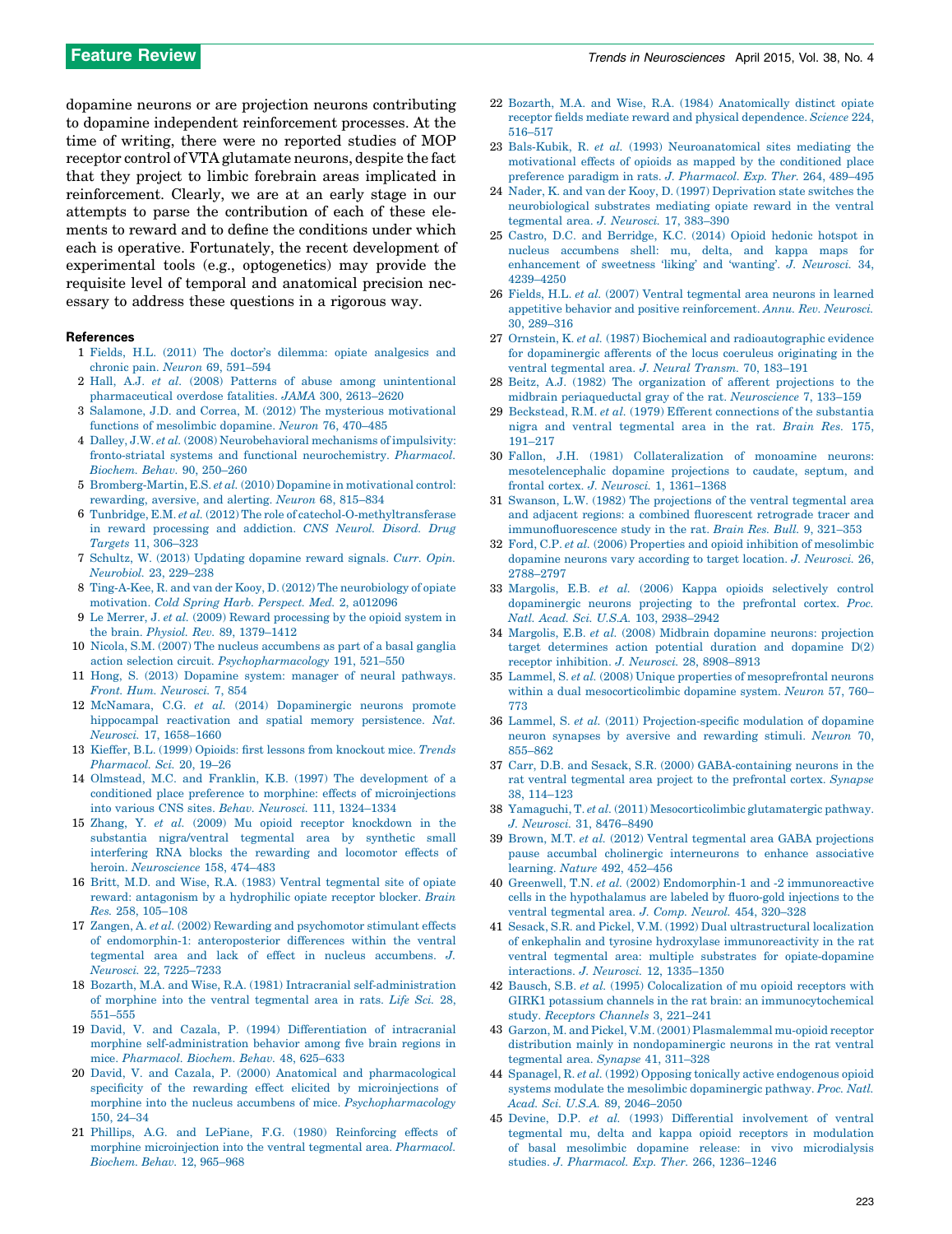dopamine neurons or are projection neurons contributing to dopamine independent reinforcement processes. At the time of writing, there were no reported studies of MOP receptor control of VTA glutamate neurons, despite the fact that they project to limbic forebrain areas implicated in reinforcement. Clearly, we are at an early stage in our attempts to parse the contribution of each of these elements to reward and to define the conditions under which each is operative. Fortunately, the recent development of experimental tools (e.g., optogenetics) may provide the requisite level of temporal and anatomical precision necessary to address these questions in a rigorous way.

## References

1. Fields, H.L. (2011) The doctor's dilemma: opiate analgesics and chronic pain. *Neuron* 69, 591–594
2. Hall, A.J. *et al.* (2008) Patterns of abuse among unintentional pharmaceutical overdose fatalities. *JAMA* 300, 2613–2620
3. Salamone, J.D. and Correa, M. (2012) The mysterious motivational functions of mesolimbic dopamine. *Neuron* 76, 470–485
4. Dalley, J.W. *et al.* (2008) Neurobehavioral mechanisms of impulsivity: fronto-striatal systems and functional neurochemistry. *Pharmacol. Biochem. Behav.* 90, 250–260
5. Bromberg-Martin, E.S. *et al.* (2010) Dopamine in motivational control: rewarding, aversive, and alerting. *Neuron* 68, 815–834
6. Tunbridge, E.M. *et al.* (2012) The role of catechol-O-methyltransferase in reward processing and addiction. *CNS Neurol. Disord. Drug Targets* 11, 306–323
7. Schultz, W. (2013) Updating dopamine reward signals. *Curr. Opin. Neurobiol.* 23, 229–238
8. Ting-A-Kee, R. and van der Kooy, D. (2012) The neurobiology of opiate motivation. *Cold Spring Harb. Perspect. Med.* 2, a012096
9. Le Merrer, J. *et al.* (2009) Reward processing by the opioid system in the brain. *Physiol. Rev.* 89, 1379–1412
10. Nicola, S.M. (2007) The nucleus accumbens as part of a basal ganglia action selection circuit. *Psychopharmacology* 191, 521–550
11. Hong, S. (2013) Dopamine system: manager of neural pathways. *Front. Hum. Neurosci.* 7, 854
12. McNamara, C.G. *et al.* (2014) Dopaminergic neurons promote hippocampal reactivation and spatial memory persistence. *Nat. Neurosci.* 17, 1658–1660
13. Kieffer, B.L. (1999) Opioids: first lessons from knockout mice. *Trends Pharmacol. Sci.* 20, 19–26
14. Olmstead, M.C. and Franklin, K.B. (1997) The development of a conditioned place preference to morphine: effects of microinjections into various CNS sites. *Behav. Neurosci.* 111, 1324–1334
15. Zhang, Y. *et al.* (2009) Mu opioid receptor knockdown in the substantia nigra/ventral tegmental area by synthetic small interfering RNA blocks the rewarding and locomotor effects of heroin. *Neuroscience* 158, 474–483
16. Britt, M.D. and Wise, R.A. (1983) Ventral tegmental site of opiate reward: antagonism by a hydrophilic opiate receptor blocker. *Brain Res.* 258, 105–108
17. Zangen, A. *et al.* (2002) Rewarding and psychomotor stimulant effects of endomorphin-1: anteroposterior differences within the ventral tegmental area and lack of effect in nucleus accumbens. *J. Neurosci.* 22, 7225–7233
18. Bozarth, M.A. and Wise, R.A. (1981) Intracranial self-administration of morphine into the ventral tegmental area in rats. *Life Sci.* 28, 551–555
19. David, V. and Cazala, P. (1994) Differentiation of intracranial morphine self-administration behavior among five brain regions in mice. *Pharmacol. Biochem. Behav.* 48, 625–633
20. David, V. and Cazala, P. (2000) Anatomical and pharmacological specificity of the rewarding effect elicited by microinjections of morphine into the nucleus accumbens of mice. *Psychopharmacology* 150, 24–34
21. Phillips, A.G. and LePiane, F.G. (1980) Reinforcing effects of morphine microinjection into the ventral tegmental area. *Pharmacol. Biochem. Behav.* 12, 965–968
22. Bozarth, M.A. and Wise, R.A. (1984) Anatomically distinct opiate receptor fields mediate reward and physical dependence. *Science* 224, 516–517
23. Bals-Kubik, R. *et al.* (1993) Neuroanatomical sites mediating the motivational effects of opioids as mapped by the conditioned place preference paradigm in rats. *J. Pharmacol. Exp. Ther.* 264, 489–495
24. Nader, K. and van der Kooy, D. (1997) Deprivation state switches the neurobiological substrates mediating opiate reward in the ventral tegmental area. *J. Neurosci.* 17, 383–390
25. Castro, D.C. and Berridge, K.C. (2014) Opioid hedonic hotspot in nucleus accumbens shell: mu, delta, and kappa maps for enhancement of sweetness 'liking' and 'wanting'. *J. Neurosci.* 34, 4239–4250
26. Fields, H.L. *et al.* (2007) Ventral tegmental area neurons in learned appetitive behavior and positive reinforcement. *Annu. Rev. Neurosci.* 30, 289–316
27. Ornstein, K. *et al.* (1987) Biochemical and radioautographic evidence for dopaminergic afferents of the locus coeruleus originating in the ventral tegmental area. *J. Neural Transm.* 70, 183–191
28. Beitz, A.J. (1982) The organization of afferent projections to the midbrain periaqueductal gray of the rat. *Neuroscience* 7, 133–159
29. Beckstead, R.M. *et al.* (1979) Efferent connections of the substantia nigra and ventral tegmental area in the rat. *Brain Res.* 175, 191–217
30. Fallon, J.H. (1981) Collateralization of monoamine neurons: mesotelencephalic dopamine projections to caudate, septum, and frontal cortex. *J. Neurosci.* 1, 1361–1368
31. Swanson, L.W. (1982) The projections of the ventral tegmental area and adjacent regions: a combined fluorescent retrograde tracer and immunofluorescence study in the rat. *Brain Res. Bull.* 9, 321–353
32. Ford, C.P. *et al.* (2006) Properties and opioid inhibition of mesolimbic dopamine neurons vary according to target location. *J. Neurosci.* 26, 2788–2797
33. Margolis, E.B. *et al.* (2006) Kappa opioids selectively control dopaminergic neurons projecting to the prefrontal cortex. *Proc. Natl. Acad. Sci. U.S.A.* 103, 2938–2942
34. Margolis, E.B. *et al.* (2008) Midbrain dopamine neurons: projection target determines action potential duration and dopamine D(2) receptor inhibition. *J. Neurosci.* 28, 8908–8913
35. Lammel, S. *et al.* (2008) Unique properties of mesoprefrontal neurons within a dual mesocorticolimbic dopamine system. *Neuron* 57, 760–773
36. Lammel, S. *et al.* (2011) Projection-specific modulation of dopamine neuron synapses by aversive and rewarding stimuli. *Neuron* 70, 855–862
37. Carr, D.B. and Sesack, S.R. (2000) GABA-containing neurons in the rat ventral tegmental area project to the prefrontal cortex. *Synapse* 38, 114–123
38. Yamaguchi, T. *et al.* (2011) Mesocorticolimbic glutamatergic pathway. *J. Neurosci.* 31, 8476–8490
39. Brown, M.T. *et al.* (2012) Ventral tegmental area GABA projections pause accumbal cholinergic interneurons to enhance associative learning. *Nature* 492, 452–456
40. Greenwell, T.N. *et al.* (2002) Endomorphin-1 and -2 immunoreactive cells in the hypothalamus are labeled by fluoro-gold injections to the ventral tegmental area. *J. Comp. Neurol.* 454, 320–328
41. Sesack, S.R. and Pickel, V.M. (1992) Dual ultrastructural localization of enkephalin and tyrosine hydroxylase immunoreactivity in the rat ventral tegmental area: multiple substrates for opiate-dopamine interactions. *J. Neurosci.* 12, 1335–1350
42. Bausch, S.B. *et al.* (1995) Colocalization of mu opioid receptors with GIRK1 potassium channels in the rat brain: an immunocytochemical study. *Receptors Channels* 3, 221–241
43. Garzon, M. and Pickel, V.M. (2001) Plasmalemmal mu-opioid receptor distribution mainly in nondopaminergic neurons in the rat ventral tegmental area. *Synapse* 41, 311–328
44. Spanagel, R. *et al.* (1992) Opposing tonically active endogenous opioid systems modulate the mesolimbic dopaminergic pathway. *Proc. Natl. Acad. Sci. U.S.A.* 89, 2046–2050
45. Devine, D.P. *et al.* (1993) Differential involvement of ventral tegmental mu, delta and kappa opioid receptors in modulation of basal mesolimbic dopamine release: in vivo microdialysis studies. *J. Pharmacol. Exp. Ther.* 266, 1236–1246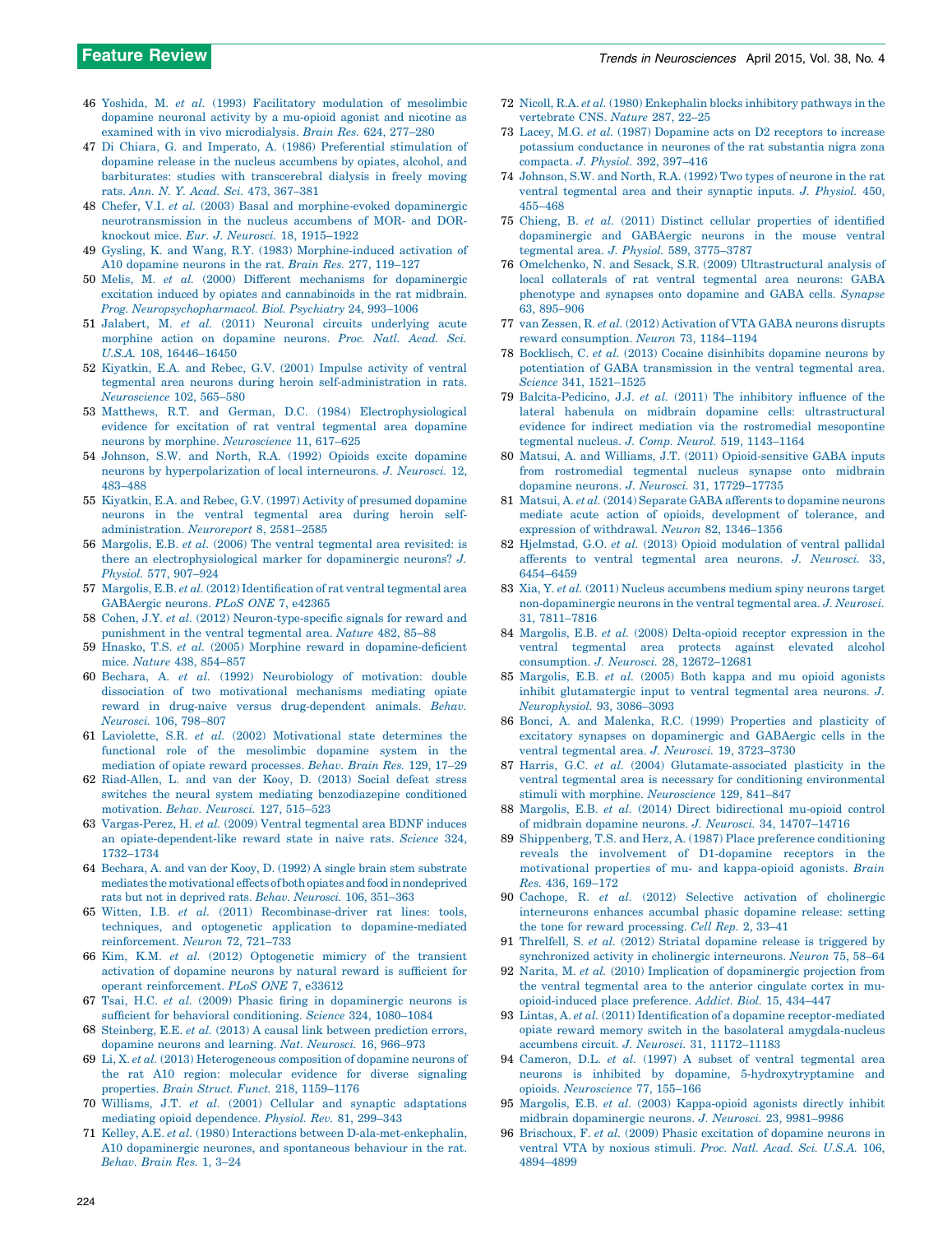46 Yoshida, M. *et al.* (1993) Facilitatory modulation of mesolimbic dopamine neuronal activity by a mu-opioid agonist and nicotine as examined with in vivo microdialysis. *Brain Res.* 624, 277–280

47 Di Chiara, G. and Imperato, A. (1986) Preferential stimulation of dopamine release in the nucleus accumbens by opiates, alcohol, and barbiturates: studies with transcerebral dialysis in freely moving rats. *Ann. N. Y. Acad. Sci.* 473, 367–381

48 Chefer, V.I. *et al.* (2003) Basal and morphine-evoked dopaminergic neurotransmission in the nucleus accumbens of MOR- and DOR-knockout mice. *Eur. J. Neurosci.* 18, 1915–1922

49 Gysling, K. and Wang, R.Y. (1983) Morphine-induced activation of A10 dopamine neurons in the rat. *Brain Res.* 277, 119–127

50 Melis, M. *et al.* (2000) Different mechanisms for dopaminergic excitation induced by opiates and cannabinoids in the rat midbrain. *Prog. Neuropsychopharmacol. Biol. Psychiatry* 24, 993–1006

51 Jalabert, M. *et al.* (2011) Neuronal circuits underlying acute morphine action on dopamine neurons. *Proc. Natl. Acad. Sci. U.S.A.* 108, 16446–16450

52 Kiyatkin, E.A. and Rebec, G.V. (2001) Impulse activity of ventral tegmental area neurons during heroin self-administration in rats. *Neuroscience* 102, 565–580

53 Matthews, R.T. and German, D.C. (1984) Electrophysiological evidence for excitation of rat ventral tegmental area dopamine neurons by morphine. *Neuroscience* 11, 617–625

54 Johnson, S.W. and North, R.A. (1992) Opioids excite dopamine neurons by hyperpolarization of local interneurons. *J. Neurosci.* 12, 483–488

55 Kiyatkin, E.A. and Rebec, G.V. (1997) Activity of presumed dopamine neurons in the ventral tegmental area during heroin self-administration. *Neuroreport* 8, 2581–2585

56 Margolis, E.B. *et al.* (2006) The ventral tegmental area revisited: is there an electrophysiological marker for dopaminergic neurons? *J. Physiol.* 577, 907–924

57 Margolis, E.B. *et al.* (2012) Identification of rat ventral tegmental area GABAergic neurons. *PLoS ONE* 7, e42365

58 Cohen, J.Y. *et al.* (2012) Neuron-type-specific signals for reward and punishment in the ventral tegmental area. *Nature* 482, 85–88

59 Hnasko, T.S. *et al.* (2005) Morphine reward in dopamine-deficient mice. *Nature* 438, 854–857

60 Bechara, A. *et al.* (1992) Neurobiology of motivation: double dissociation of two motivational mechanisms mediating opiate reward in drug-naive versus drug-dependent animals. *Behav. Neurosci.* 106, 798–807

61 Laviolette, S.R. *et al.* (2002) Motivational state determines the functional role of the mesolimbic dopamine system in the mediation of opiate reward processes. *Behav. Brain Res.* 129, 17–29

62 Riad-Allen, L. and van der Kooy, D. (2013) Social defeat stress switches the neural system mediating benzodiazepine conditioned motivation. *Behav. Neurosci.* 127, 515–523

63 Vargas-Perez, H. *et al.* (2009) Ventral tegmental area BDNF induces an opiate-dependent-like reward state in naive rats. *Science* 324, 1732–1734

64 Bechara, A. and van der Kooy, D. (1992) A single brain stem substrate mediates the motivational effects of both opiates and food in nondeprived rats but not in deprived rats. *Behav. Neurosci.* 106, 351–363

65 Witten, I.B. *et al.* (2011) Recombinase-driver rat lines: tools, techniques, and optogenetic application to dopamine-mediated reinforcement. *Neuron* 72, 721–733

66 Kim, K.M. *et al.* (2012) Optogenetic mimicry of the transient activation of dopamine neurons by natural reward is sufficient for operant reinforcement. *PLoS ONE* 7, e33612

67 Tsai, H.C. *et al.* (2009) Phasic firing in dopaminergic neurons is sufficient for behavioral conditioning. *Science* 324, 1080–1084

68 Steinberg, E.E. *et al.* (2013) A causal link between prediction errors, dopamine neurons and learning. *Nat. Neurosci.* 16, 966–973

69 Li, X. *et al.* (2013) Heterogeneous composition of dopamine neurons of the rat A10 region: molecular evidence for diverse signaling properties. *Brain Struct. Funct.* 218, 1159–1176

70 Williams, J.T. *et al.* (2001) Cellular and synaptic adaptations mediating opioid dependence. *Physiol. Rev.* 81, 299–343

71 Kelley, A.E. *et al.* (1980) Interactions between D-ala-met-enkephalin, A10 dopaminergic neurones, and spontaneous behaviour in the rat. *Behav. Brain Res.* 1, 3–24

72 Nicoll, R.A. *et al.* (1980) Enkephalin blocks inhibitory pathways in the vertebrate CNS. *Nature* 287, 22–25

73 Lacey, M.G. *et al.* (1987) Dopamine acts on D2 receptors to increase potassium conductance in neurones of the rat substantia nigra zona compacta. *J. Physiol.* 392, 397–416

74 Johnson, S.W. and North, R.A. (1992) Two types of neurone in the rat ventral tegmental area and their synaptic inputs. *J. Physiol.* 450, 455–468

75 Chieng, B. *et al.* (2011) Distinct cellular properties of identified dopaminergic and GABAergic neurons in the mouse ventral tegmental area. *J. Physiol.* 589, 3775–3787

76 Omelchenko, N. and Sesack, S.R. (2009) Ultrastructural analysis of local collaterals of rat ventral tegmental area neurons: GABA phenotype and synapses onto dopamine and GABA cells. *Synapse* 63, 895–906

77 van Zessen, R. *et al.* (2012) Activation of VTA GABA neurons disrupts reward consumption. *Neuron* 73, 1184–1194

78 Bocklisch, C. *et al.* (2013) Cocaine disinhibits dopamine neurons by potentiation of GABA transmission in the ventral tegmental area. *Science* 341, 1521–1525

79 Balcita-Pedicino, J.J. *et al.* (2011) The inhibitory influence of the lateral habenula on midbrain dopamine cells: ultrastructural evidence for indirect mediation via the rostromedial mesopontine tegmental nucleus. *J. Comp. Neurol.* 519, 1143–1164

80 Matsui, A. and Williams, J.T. (2011) Opioid-sensitive GABA inputs from rostromedial tegmental nucleus synapse onto midbrain dopamine neurons. *J. Neurosci.* 31, 17729–17735

81 Matsui, A. *et al.* (2014) Separate GABA afferents to dopamine neurons mediate acute action of opioids, development of tolerance, and expression of withdrawal. *Neuron* 82, 1346–1356

82 Hjelmstad, G.O. *et al.* (2013) Opioid modulation of ventral pallidal afferents to ventral tegmental area neurons. *J. Neurosci.* 33, 6454–6459

83 Xia, Y. *et al.* (2011) Nucleus accumbens medium spiny neurons target non-dopaminergic neurons in the ventral tegmental area. *J. Neurosci.* 31, 7811–7816

84 Margolis, E.B. *et al.* (2008) Delta-opioid receptor expression in the ventral tegmental area protects against elevated alcohol consumption. *J. Neurosci.* 28, 12672–12681

85 Margolis, E.B. *et al.* (2005) Both kappa and mu opioid agonists inhibit glutamatergic input to ventral tegmental area neurons. *J. Neurophysiol.* 93, 3086–3093

86 Bonci, A. and Malenka, R.C. (1999) Properties and plasticity of excitatory synapses on dopaminergic and GABAergic cells in the ventral tegmental area. *J. Neurosci.* 19, 3723–3730

87 Harris, G.C. *et al.* (2004) Glutamate-associated plasticity in the ventral tegmental area is necessary for conditioning environmental stimuli with morphine. *Neuroscience* 129, 841–847

88 Margolis, E.B. *et al.* (2014) Direct bidirectional mu-opioid control of midbrain dopamine neurons. *J. Neurosci.* 34, 14707–14716

89 Shippenberg, T.S. and Herz, A. (1987) Place preference conditioning reveals the involvement of D1-dopamine receptors in the motivational properties of mu- and kappa-opioid agonists. *Brain Res.* 436, 169–172

90 Cachope, R. *et al.* (2012) Selective activation of cholinergic interneurons enhances accumbal phasic dopamine release: setting the tone for reward processing. *Cell Rep.* 2, 33–41

91 Threlfell, S. *et al.* (2012) Striatal dopamine release is triggered by synchronized activity in cholinergic interneurons. *Neuron* 75, 58–64

92 Narita, M. *et al.* (2010) Implication of dopaminergic projection from the ventral tegmental area to the anterior cingulate cortex in mu-opioid-induced place preference. *Addict. Biol.* 15, 434–447

93 Lintas, A. *et al.* (2011) Identification of a dopamine receptor-mediated opiate reward memory switch in the basolateral amygdala-nucleus accumbens circuit. *J. Neurosci.* 31, 11172–11183

94 Cameron, D.L. *et al.* (1997) A subset of ventral tegmental area neurons is inhibited by dopamine, 5-hydroxytryptamine and opioids. *Neuroscience* 77, 155–166

95 Margolis, E.B. *et al.* (2003) Kappa-opioid agonists directly inhibit midbrain dopaminergic neurons. *J. Neurosci.* 23, 9981–9986

96 Brischoux, F. *et al.* (2009) Phasic excitation of dopamine neurons in ventral VTA by noxious stimuli. *Proc. Natl. Acad. Sci. U.S.A.* 106, 4894–4899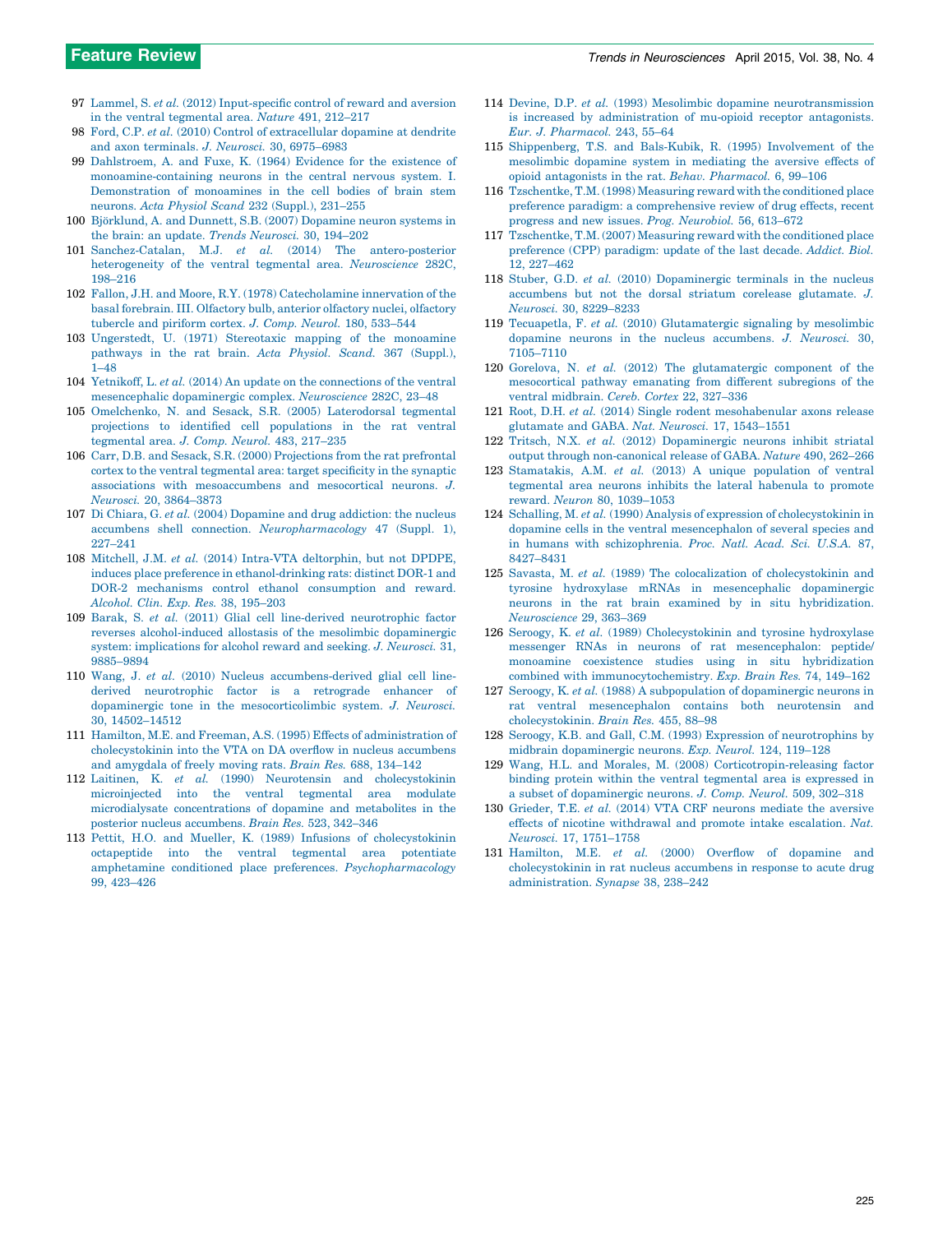97 Lammel, S. *et al.* (2012) Input-specific control of reward and aversion in the ventral tegmental area. *Nature* 491, 212–217

98 Ford, C.P. *et al.* (2010) Control of extracellular dopamine at dendrite and axon terminals. *J. Neurosci.* 30, 6975–6983

99 Dahlstroem, A. and Fuxe, K. (1964) Evidence for the existence of monoamine-containing neurons in the central nervous system. I. Demonstration of monoamines in the cell bodies of brain stem neurons. *Acta Physiol Scand* 232 (Suppl.), 231–255

100 Björklund, A. and Dunnett, S.B. (2007) Dopamine neuron systems in the brain: an update. *Trends Neurosci.* 30, 194–202

101 Sanchez-Catalan, M.J. *et al.* (2014) The antero-posterior heterogeneity of the ventral tegmental area. *Neuroscience* 282C, 198–216

102 Fallon, J.H. and Moore, R.Y. (1978) Catecholamine innervation of the basal forebrain. III. Olfactory bulb, anterior olfactory nuclei, olfactory tubercle and piriform cortex. *J. Comp. Neurol.* 180, 533–544

103 Ungerstedt, U. (1971) Stereotaxic mapping of the monoamine pathways in the rat brain. *Acta Physiol. Scand.* 367 (Suppl.), 1–48

104 Yetnikoff, L. *et al.* (2014) An update on the connections of the ventral mesencephalic dopaminergic complex. *Neuroscience* 282C, 23–48

105 Omelchenko, N. and Sesack, S.R. (2005) Laterodorsal tegmental projections to identified cell populations in the rat ventral tegmental area. *J. Comp. Neurol.* 483, 217–235

106 Carr, D.B. and Sesack, S.R. (2000) Projections from the rat prefrontal cortex to the ventral tegmental area: target specificity in the synaptic associations with mesoaccumbens and mesocortical neurons. *J. Neurosci.* 20, 3864–3873

107 Di Chiara, G. *et al.* (2004) Dopamine and drug addiction: the nucleus accumbens shell connection. *Neuropharmacology* 47 (Suppl. 1), 227–241

108 Mitchell, J.M. *et al.* (2014) Intra-VTA deltorphin, but not DPDPE, induces place preference in ethanol-drinking rats: distinct DOR-1 and DOR-2 mechanisms control ethanol consumption and reward. *Alcohol. Clin. Exp. Res.* 38, 195–203

109 Barak, S. *et al.* (2011) Glial cell line-derived neurotrophic factor reverses alcohol-induced allostasis of the mesolimbic dopaminergic system: implications for alcohol reward and seeking. *J. Neurosci.* 31, 9885–9894

110 Wang, J. *et al.* (2010) Nucleus accumbens-derived glial cell line-derived neurotrophic factor is a retrograde enhancer of dopaminergic tone in the mesocorticolimbic system. *J. Neurosci.* 30, 14502–14512

111 Hamilton, M.E. and Freeman, A.S. (1995) Effects of administration of cholecystokinin into the VTA on DA overflow in nucleus accumbens and amygdala of freely moving rats. *Brain Res.* 688, 134–142

112 Laitinen, K. *et al.* (1990) Neurotensin and cholecystokinin microinjected into the ventral tegmental area modulate microdialysate concentrations of dopamine and metabolites in the posterior nucleus accumbens. *Brain Res.* 523, 342–346

113 Pettit, H.O. and Mueller, K. (1989) Infusions of cholecystokinin octapeptide into the ventral tegmental area potentiate amphetamine conditioned place preferences. *Psychopharmacology* 99, 423–426

114 Devine, D.P. *et al.* (1993) Mesolimbic dopamine neurotransmission is increased by administration of mu-opioid receptor antagonists. *Eur. J. Pharmacol.* 243, 55–64

115 Shippenberg, T.S. and Bals-Kubik, R. (1995) Involvement of the mesolimbic dopamine system in mediating the aversive effects of opioid antagonists in the rat. *Behav. Pharmacol.* 6, 99–106

116 Tzschentke, T.M. (1998) Measuring reward with the conditioned place preference paradigm: a comprehensive review of drug effects, recent progress and new issues. *Prog. Neurobiol.* 56, 613–672

117 Tzschentke, T.M. (2007) Measuring reward with the conditioned place preference (CPP) paradigm: update of the last decade. *Addict. Biol.* 12, 227–462

118 Stuber, G.D. *et al.* (2010) Dopaminergic terminals in the nucleus accumbens but not the dorsal striatum corelease glutamate. *J. Neurosci.* 30, 8229–8233

119 Tecuapetla, F. *et al.* (2010) Glutamatergic signaling by mesolimbic dopamine neurons in the nucleus accumbens. *J. Neurosci.* 30, 7105–7110

120 Gorelova, N. *et al.* (2012) The glutamatergic component of the mesocortical pathway emanating from different subregions of the ventral midbrain. *Cereb. Cortex* 22, 327–336

121 Root, D.H. *et al.* (2014) Single rodent mesohabenular axons release glutamate and GABA. *Nat. Neurosci.* 17, 1543–1551

122 Tritsch, N.X. *et al.* (2012) Dopaminergic neurons inhibit striatal output through non-canonical release of GABA. *Nature* 490, 262–266

123 Stamatakis, A.M. *et al.* (2013) A unique population of ventral tegmental area neurons inhibits the lateral habenula to promote reward. *Neuron* 80, 1039–1053

124 Schalling, M. *et al.* (1990) Analysis of expression of cholecystokinin in dopamine cells in the ventral mesencephalon of several species and in humans with schizophrenia. *Proc. Natl. Acad. Sci. U.S.A.* 87, 8427–8431

125 Savasta, M. *et al.* (1989) The colocalization of cholecystokinin and tyrosine hydroxylase mRNAs in mesencephalic dopaminergic neurons in the rat brain examined by in situ hybridization. *Neuroscience* 29, 363–369

126 Seroogy, K. *et al.* (1989) Cholecystokinin and tyrosine hydroxylase messenger RNAs in neurons of rat mesencephalon: peptide/monoamine coexistence studies using in situ hybridization combined with immunocytochemistry. *Exp. Brain Res.* 74, 149–162

127 Seroogy, K. *et al.* (1988) A subpopulation of dopaminergic neurons in rat ventral mesencephalon contains both neurotensin and cholecystokinin. *Brain Res.* 455, 88–98

128 Seroogy, K.B. and Gall, C.M. (1993) Expression of neurotrophins by midbrain dopaminergic neurons. *Exp. Neurol.* 124, 119–128

129 Wang, H.L. and Morales, M. (2008) Corticotropin-releasing factor binding protein within the ventral tegmental area is expressed in a subset of dopaminergic neurons. *J. Comp. Neurol.* 509, 302–318

130 Grieder, T.E. *et al.* (2014) VTA CRF neurons mediate the aversive effects of nicotine withdrawal and promote intake escalation. *Nat. Neurosci.* 17, 1751–1758

131 Hamilton, M.E. *et al.* (2000) Overflow of dopamine and cholecystokinin in rat nucleus accumbens in response to acute drug administration. *Synapse* 38, 238–242